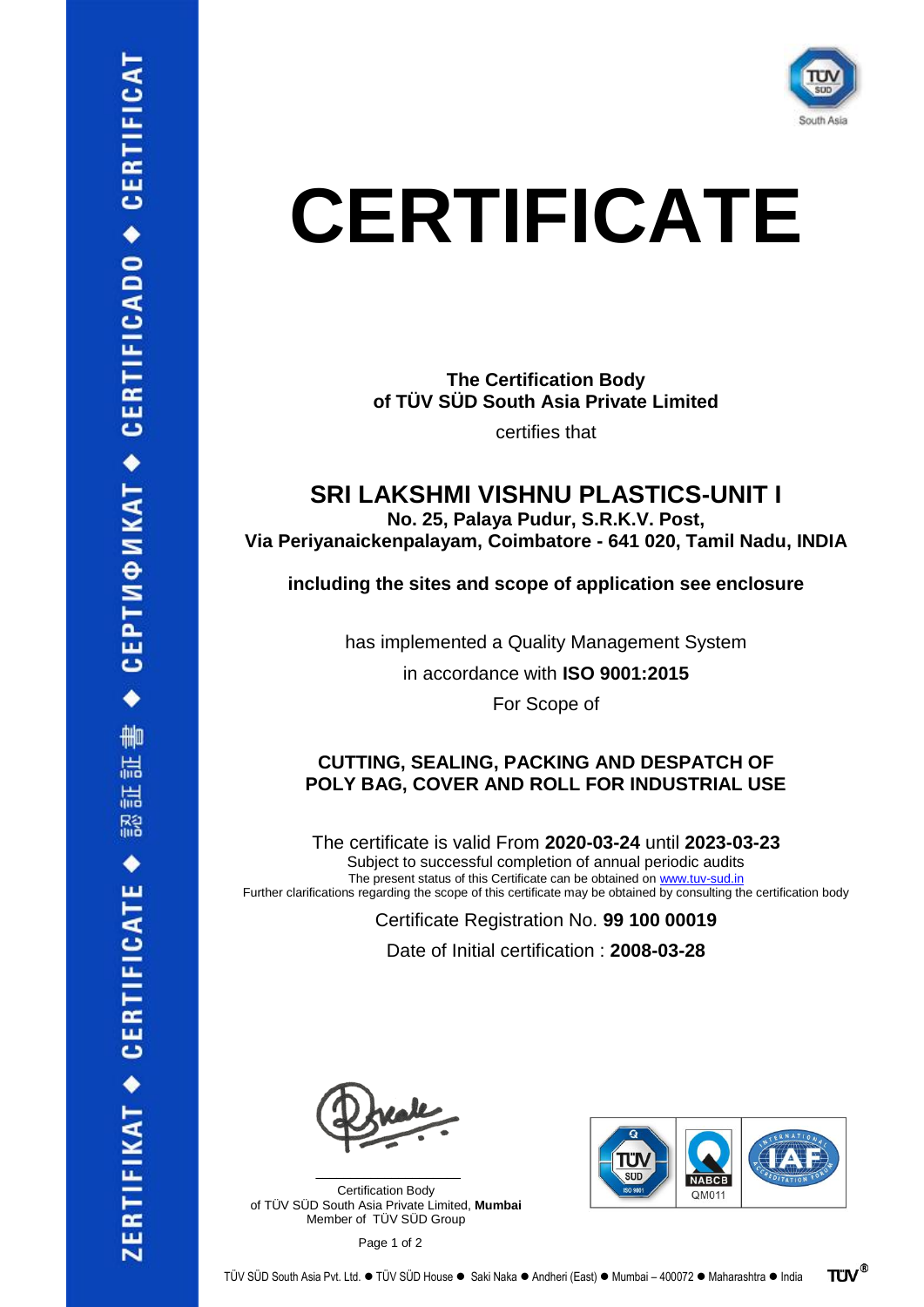# CERTIFICATE

**The Certification Body of TÜV SÜD South Asia Private Limited**

certifies that

## SRI LAKSHMI VISHNU PLASTICS-UNIT I

**No. 25, Palaya Pudur, S.R.K.V. Post, Via Periyanaickenpalayam, Coimbatore - 641 020, Tamil Nadu, INDIA**

**including the sites and scope of application see enclosure**

has implemented a Quality Management System

in accordance with **ISO 9001:2015**

For Scope of

**CUTTING, SEALING, PACKING AND DESPATCH OF POLY BAG, COVER AND ROLL FOR INDUSTRIAL USE**

The certificate is valid From **2020-03-24** until **2023-03-23**

Subject to successful completion of annual periodic audits

The present status of this Certificate can be obtained on www.tuv-sud.in

Further clarifications regarding the scope of this certificate may be obtained by consulting the certification body

Certificate Registration No. **99 100 00019**

Date of Initial certification : **2008-03-28**

Certification Body
of TÜV SÜD South Asia Private Limited, **Mumbai**
Member of TÜV SÜD Group

TÜV SÜD South Asia Pvt. Ltd. ● TÜV SÜD House ● Saki Naka ● Andheri (East) ● Mumbai – 400072 ● Maharashtra ● India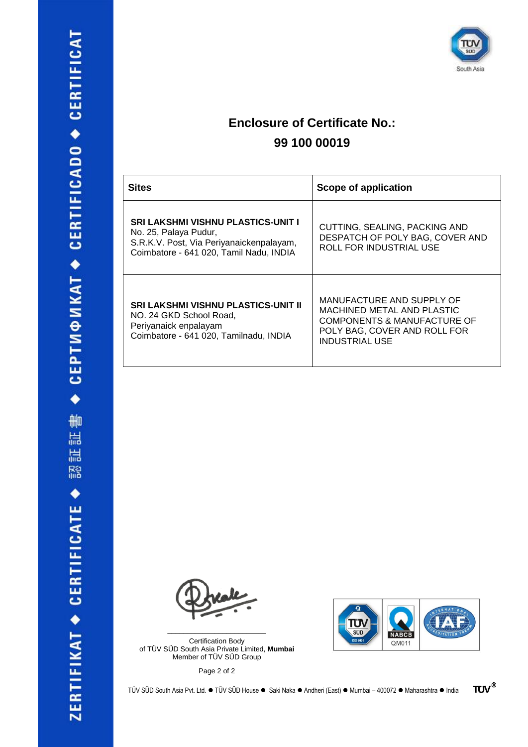# Enclosure of Certificate No.: 99 100 00019

| Sites | Scope of application |
|---|---|
| **SRI LAKSHMI VISHNU PLASTICS-UNIT I**<br>No. 25, Palaya Pudur,<br>S.R.K.V. Post, Via Periyanaickenpalayam,<br>Coimbatore - 641 020, Tamil Nadu, INDIA | CUTTING, SEALING, PACKING AND DESPATCH OF POLY BAG, COVER AND ROLL FOR INDUSTRIAL USE |
| **SRI LAKSHMI VISHNU PLASTICS-UNIT II**<br>NO. 24 GKD School Road,<br>Periyanaick enpalayam<br>Coimbatore - 641 020, Tamilnadu, INDIA | MANUFACTURE AND SUPPLY OF MACHINED METAL AND PLASTIC COMPONENTS & MANUFACTURE OF POLY BAG, COVER AND ROLL FOR INDUSTRIAL USE |

Certification Body
of TÜV SÜD South Asia Private Limited, **Mumbai**
Member of TÜV SÜD Group

TÜV SÜD South Asia Pvt. Ltd. ● TÜV SÜD House ● Saki Naka ● Andheri (East) ● Mumbai – 400072 ● Maharashtra ● India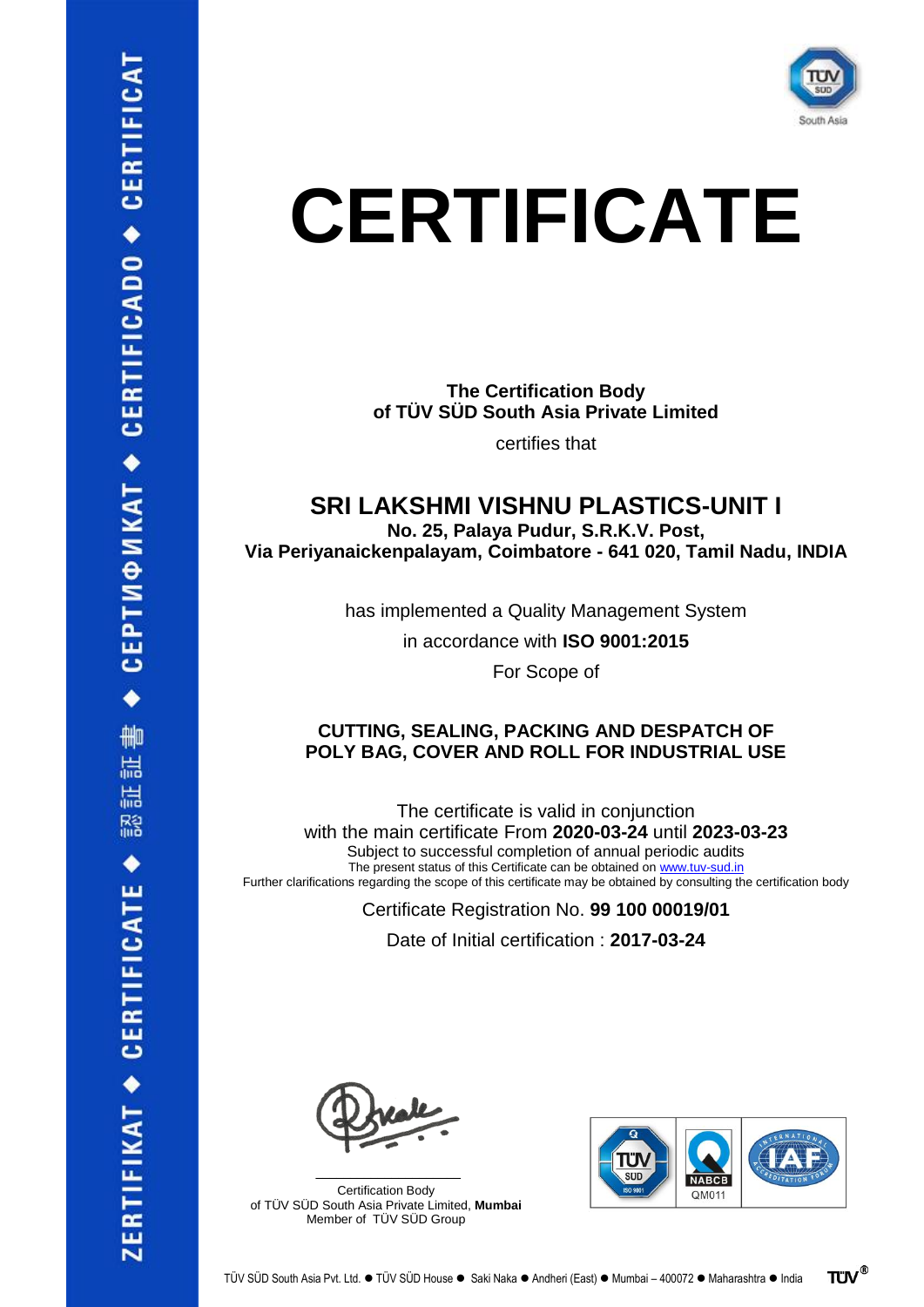# CERTIFICATE

**The Certification Body**
**of TÜV SÜD South Asia Private Limited**

certifies that

## SRI LAKSHMI VISHNU PLASTICS-UNIT I

**No. 25, Palaya Pudur, S.R.K.V. Post,**
**Via Periyanaickenpalayam, Coimbatore - 641 020, Tamil Nadu, INDIA**

has implemented a Quality Management System

in accordance with **ISO 9001:2015**

For Scope of

**CUTTING, SEALING, PACKING AND DESPATCH OF POLY BAG, COVER AND ROLL FOR INDUSTRIAL USE**

The certificate is valid in conjunction
with the main certificate From **2020-03-24** until **2023-03-23**
Subject to successful completion of annual periodic audits
The present status of this Certificate can be obtained on www.tuv-sud.in
Further clarifications regarding the scope of this certificate may be obtained by consulting the certification body

Certificate Registration No. **99 100 00019/01**

Date of Initial certification : **2017-03-24**

Certification Body
of TÜV SÜD South Asia Private Limited, **Mumbai**
Member of TÜV SÜD Group

QM011

TÜV SÜD South Asia Pvt. Ltd. ● TÜV SÜD House ● Saki Naka ● Andheri (East) ● Mumbai – 400072 ● Maharashtra ● India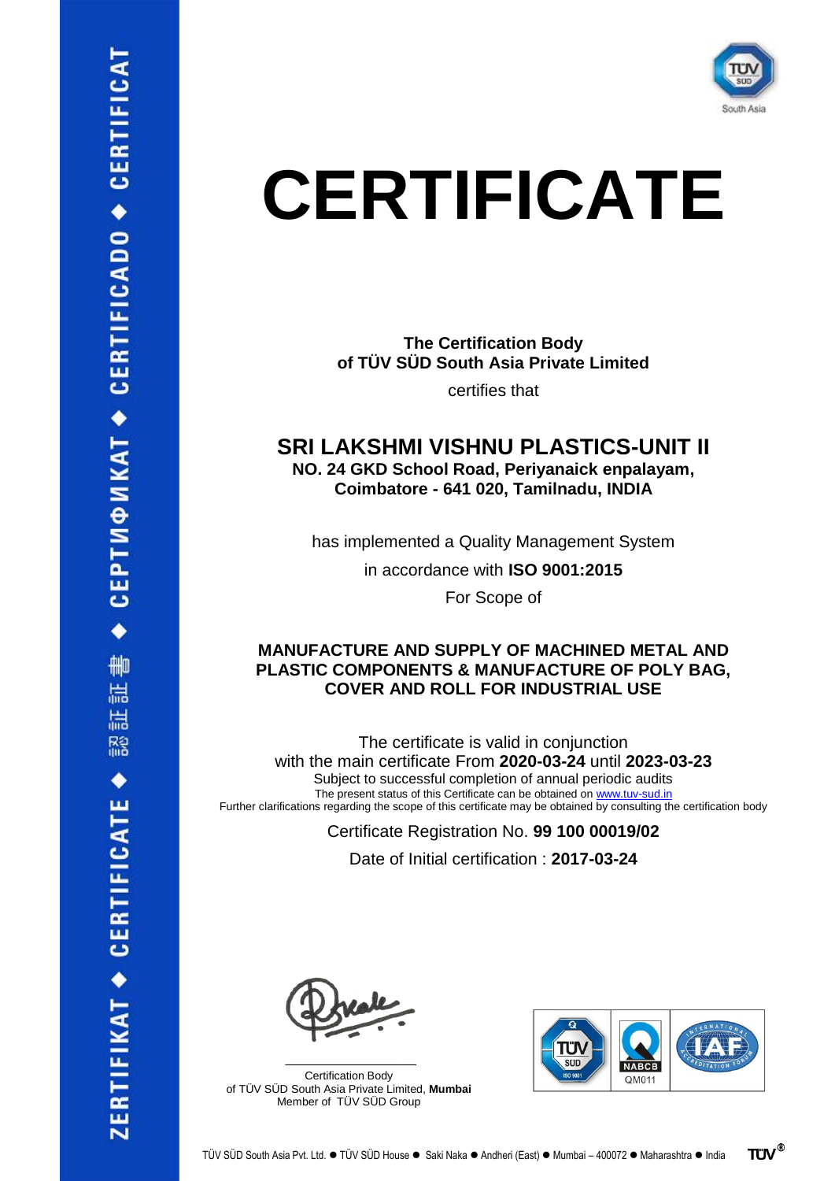ZERTIFIKAT ◆ CERTIFICATE ◆ 認証書 ◆ CEPTИФИКАТ ◆ CERTIFICADO ◆ CERTIFICAT

# CERTIFICATE

**The Certification Body**
**of TÜV SÜD South Asia Private Limited**

certifies that

## SRI LAKSHMI VISHNU PLASTICS-UNIT II

**NO. 24 GKD School Road, Periyanaick enpalayam,**
**Coimbatore - 641 020, Tamilnadu, INDIA**

has implemented a Quality Management System

in accordance with **ISO 9001:2015**

For Scope of

**MANUFACTURE AND SUPPLY OF MACHINED METAL AND PLASTIC COMPONENTS & MANUFACTURE OF POLY BAG, COVER AND ROLL FOR INDUSTRIAL USE**

The certificate is valid in conjunction
with the main certificate From **2020-03-24** until **2023-03-23**
Subject to successful completion of annual periodic audits
The present status of this Certificate can be obtained on www.tuv-sud.in
Further clarifications regarding the scope of this certificate may be obtained by consulting the certification body

Certificate Registration No. **99 100 00019/02**

Date of Initial certification : **2017-03-24**

Certification Body
of TÜV SÜD South Asia Private Limited, **Mumbai**
Member of TÜV SÜD Group

NABCB QM011

TÜV SÜD South Asia Pvt. Ltd. ● TÜV SÜD House ● Saki Naka ● Andheri (East) ● Mumbai – 400072 ● Maharashtra ● India